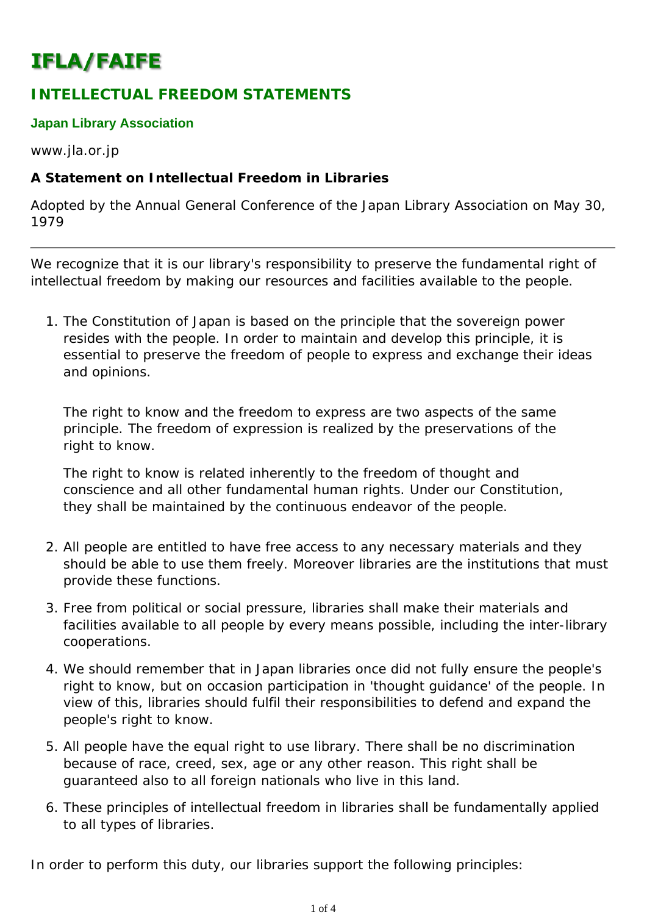# IFLA/FAIFE

## INTELLECTUAL FREEDOM STATEMENTS

### Japan Library Association

www.jla.or.jp

**A Statement on Intellectual Freedom in Libraries**

Adopted by the Annual General Conference of the Japan Library Association on May 30, 1979

---

We recognize that it is our library's responsibility to preserve the fundamental right of intellectual freedom by making our resources and facilities available to the people.

1. The Constitution of Japan is based on the principle that the sovereign power resides with the people. In order to maintain and develop this principle, it is essential to preserve the freedom of people to express and exchange their ideas and opinions.

   The right to know and the freedom to express are two aspects of the same principle. The freedom of expression is realized by the preservations of the right to know.

   The right to know is related inherently to the freedom of thought and conscience and all other fundamental human rights. Under our Constitution, they shall be maintained by the continuous endeavor of the people.

2. All people are entitled to have free access to any necessary materials and they should be able to use them freely. Moreover libraries are the institutions that must provide these functions.

3. Free from political or social pressure, libraries shall make their materials and facilities available to all people by every means possible, including the inter-library cooperations.

4. We should remember that in Japan libraries once did not fully ensure the people's right to know, but on occasion participation in 'thought guidance' of the people. In view of this, libraries should fulfil their responsibilities to defend and expand the people's right to know.

5. All people have the equal right to use library. There shall be no discrimination because of race, creed, sex, age or any other reason. This right shall be guaranteed also to all foreign nationals who live in this land.

6. These principles of intellectual freedom in libraries shall be fundamentally applied to all types of libraries.

In order to perform this duty, our libraries support the following principles: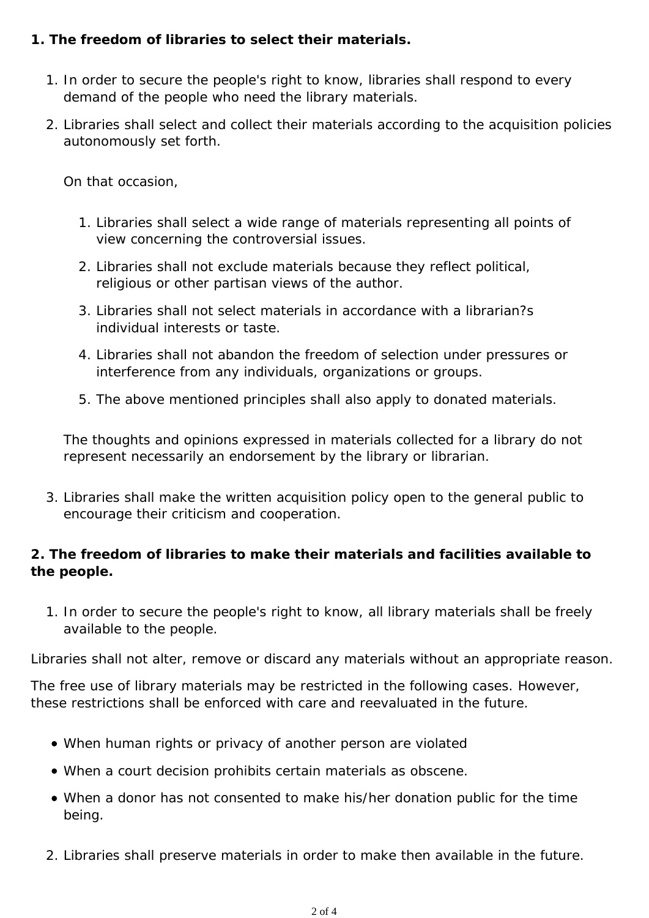**1. The freedom of libraries to select their materials.**

1. In order to secure the people's right to know, libraries shall respond to every demand of the people who need the library materials.
2. Libraries shall select and collect their materials according to the acquisition policies autonomously set forth.

   On that occasion,

   1. Libraries shall select a wide range of materials representing all points of view concerning the controversial issues.
   2. Libraries shall not exclude materials because they reflect political, religious or other partisan views of the author.
   3. Libraries shall not select materials in accordance with a librarian?s individual interests or taste.
   4. Libraries shall not abandon the freedom of selection under pressures or interference from any individuals, organizations or groups.
   5. The above mentioned principles shall also apply to donated materials.

   The thoughts and opinions expressed in materials collected for a library do not represent necessarily an endorsement by the library or librarian.

3. Libraries shall make the written acquisition policy open to the general public to encourage their criticism and cooperation.

**2. The freedom of libraries to make their materials and facilities available to the people.**

1. In order to secure the people's right to know, all library materials shall be freely available to the people.

Libraries shall not alter, remove or discard any materials without an appropriate reason.

The free use of library materials may be restricted in the following cases. However, these restrictions shall be enforced with care and reevaluated in the future.

- When human rights or privacy of another person are violated
- When a court decision prohibits certain materials as obscene.
- When a donor has not consented to make his/her donation public for the time being.

2. Libraries shall preserve materials in order to make then available in the future.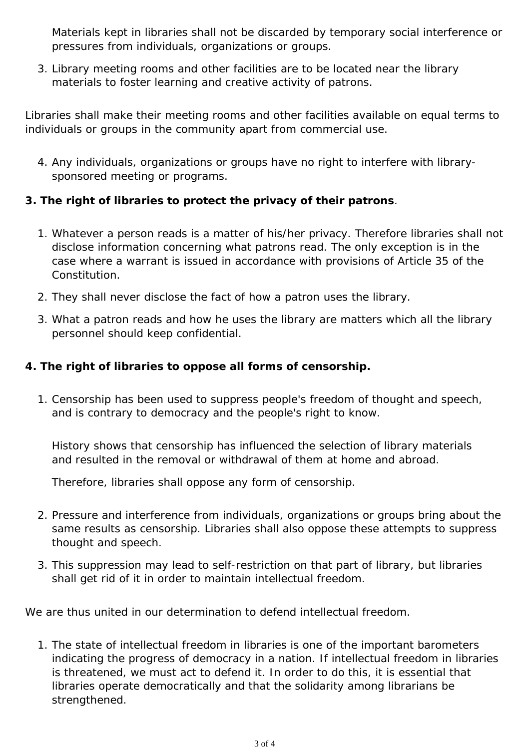Materials kept in libraries shall not be discarded by temporary social interference or pressures from individuals, organizations or groups.

3. Library meeting rooms and other facilities are to be located near the library materials to foster learning and creative activity of patrons.

Libraries shall make their meeting rooms and other facilities available on equal terms to individuals or groups in the community apart from commercial use.

4. Any individuals, organizations or groups have no right to interfere with library-sponsored meeting or programs.

**3. The right of libraries to protect the privacy of their patrons**.

1. Whatever a person reads is a matter of his/her privacy. Therefore libraries shall not disclose information concerning what patrons read. The only exception is in the case where a warrant is issued in accordance with provisions of Article 35 of the Constitution.
2. They shall never disclose the fact of how a patron uses the library.
3. What a patron reads and how he uses the library are matters which all the library personnel should keep confidential.

**4. The right of libraries to oppose all forms of censorship.**

1. Censorship has been used to suppress people's freedom of thought and speech, and is contrary to democracy and the people's right to know.

   History shows that censorship has influenced the selection of library materials and resulted in the removal or withdrawal of them at home and abroad.

   Therefore, libraries shall oppose any form of censorship.

2. Pressure and interference from individuals, organizations or groups bring about the same results as censorship. Libraries shall also oppose these attempts to suppress thought and speech.
3. This suppression may lead to self-restriction on that part of library, but libraries shall get rid of it in order to maintain intellectual freedom.

We are thus united in our determination to defend intellectual freedom.

1. The state of intellectual freedom in libraries is one of the important barometers indicating the progress of democracy in a nation. If intellectual freedom in libraries is threatened, we must act to defend it. In order to do this, it is essential that libraries operate democratically and that the solidarity among librarians be strengthened.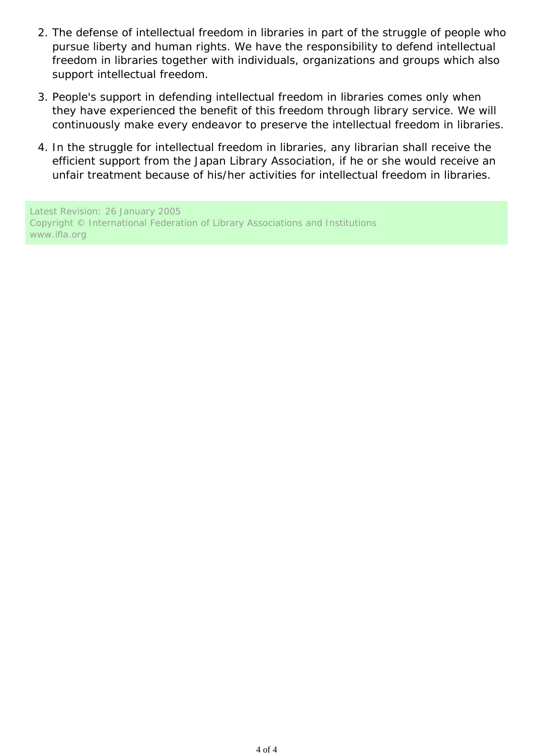2. The defense of intellectual freedom in libraries in part of the struggle of people who pursue liberty and human rights. We have the responsibility to defend intellectual freedom in libraries together with individuals, organizations and groups which also support intellectual freedom.
3. People's support in defending intellectual freedom in libraries comes only when they have experienced the benefit of this freedom through library service. We will continuously make every endeavor to preserve the intellectual freedom in libraries.
4. In the struggle for intellectual freedom in libraries, any librarian shall receive the efficient support from the Japan Library Association, if he or she would receive an unfair treatment because of his/her activities for intellectual freedom in libraries.

Latest Revision: 26 January 2005
Copyright © International Federation of Library Associations and Institutions
www.ifla.org